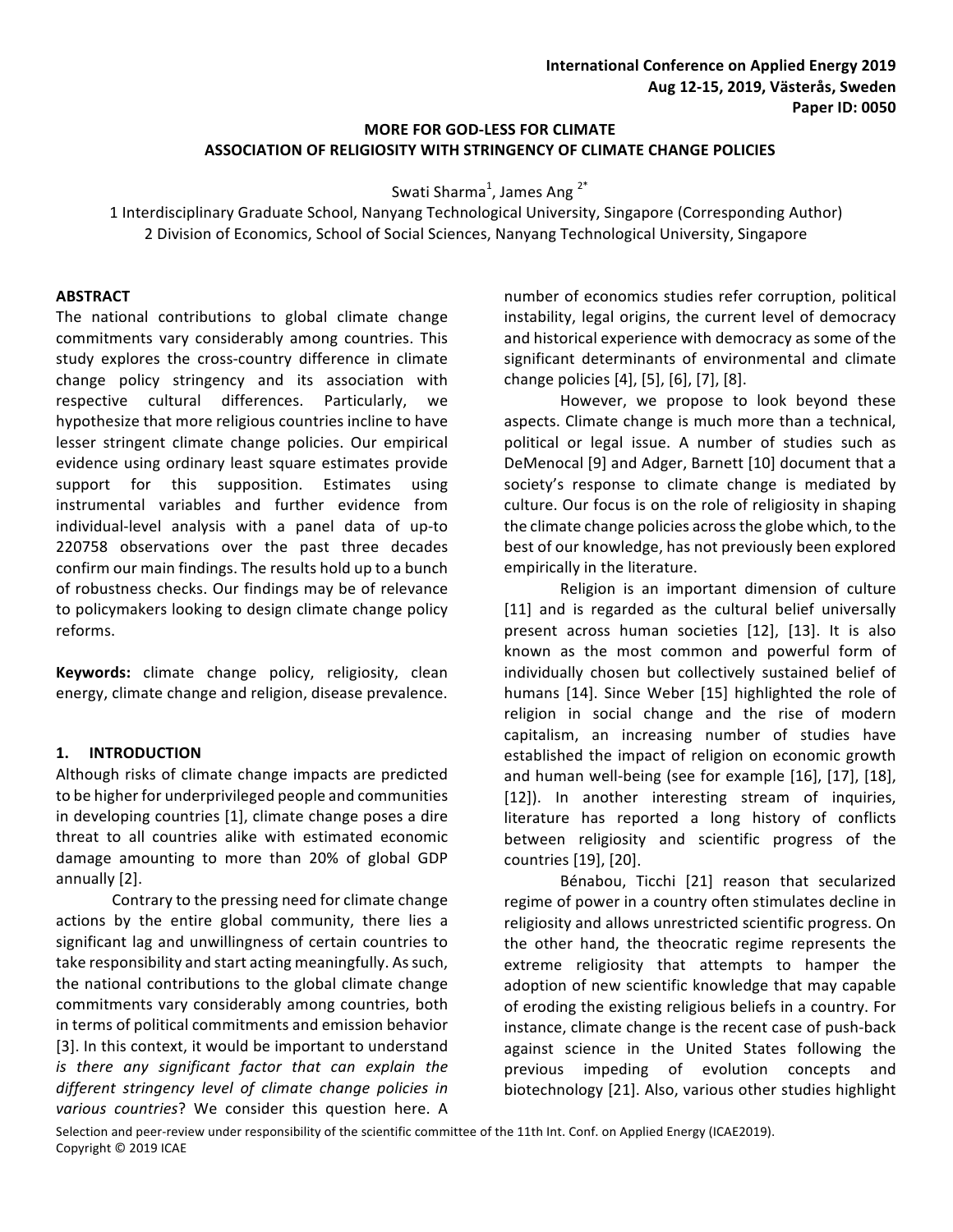# MORE FOR GOD-LESS FOR CLIMATE
## ASSOCIATION OF RELIGIOSITY WITH STRINGENCY OF CLIMATE CHANGE POLICIES

Swati Sharma[1], James Ang [2*]

1 Interdisciplinary Graduate School, Nanyang Technological University, Singapore (Corresponding Author)
2 Division of Economics, School of Social Sciences, Nanyang Technological University, Singapore

### ABSTRACT

The national contributions to global climate change commitments vary considerably among countries. This study explores the cross-country difference in climate change policy stringency and its association with respective cultural differences. Particularly, we hypothesize that more religious countries incline to have lesser stringent climate change policies. Our empirical evidence using ordinary least square estimates provide support for this supposition. Estimates using instrumental variables and further evidence from individual-level analysis with a panel data of up-to 220758 observations over the past three decades confirm our main findings. The results hold up to a bunch of robustness checks. Our findings may be of relevance to policymakers looking to design climate change policy reforms.

**Keywords:** climate change policy, religiosity, clean energy, climate change and religion, disease prevalence.

### 1. INTRODUCTION

Although risks of climate change impacts are predicted to be higher for underprivileged people and communities in developing countries [1], climate change poses a dire threat to all countries alike with estimated economic damage amounting to more than 20% of global GDP annually [2].

Contrary to the pressing need for climate change actions by the entire global community, there lies a significant lag and unwillingness of certain countries to take responsibility and start acting meaningfully. As such, the national contributions to the global climate change commitments vary considerably among countries, both in terms of political commitments and emission behavior [3]. In this context, it would be important to understand *is there any significant factor that can explain the different stringency level of climate change policies in various countries*? We consider this question here. A number of economics studies refer corruption, political instability, legal origins, the current level of democracy and historical experience with democracy as some of the significant determinants of environmental and climate change policies [4], [5], [6], [7], [8].

However, we propose to look beyond these aspects. Climate change is much more than a technical, political or legal issue. A number of studies such as DeMenocal [9] and Adger, Barnett [10] document that a society's response to climate change is mediated by culture. Our focus is on the role of religiosity in shaping the climate change policies across the globe which, to the best of our knowledge, has not previously been explored empirically in the literature.

Religion is an important dimension of culture [11] and is regarded as the cultural belief universally present across human societies [12], [13]. It is also known as the most common and powerful form of individually chosen but collectively sustained belief of humans [14]. Since Weber [15] highlighted the role of religion in social change and the rise of modern capitalism, an increasing number of studies have established the impact of religion on economic growth and human well-being (see for example [16], [17], [18], [12]). In another interesting stream of inquiries, literature has reported a long history of conflicts between religiosity and scientific progress of the countries [19], [20].

Bénabou, Ticchi [21] reason that secularized regime of power in a country often stimulates decline in religiosity and allows unrestricted scientific progress. On the other hand, the theocratic regime represents the extreme religiosity that attempts to hamper the adoption of new scientific knowledge that may capable of eroding the existing religious beliefs in a country. For instance, climate change is the recent case of push-back against science in the United States following the previous impeding of evolution concepts and biotechnology [21]. Also, various other studies highlight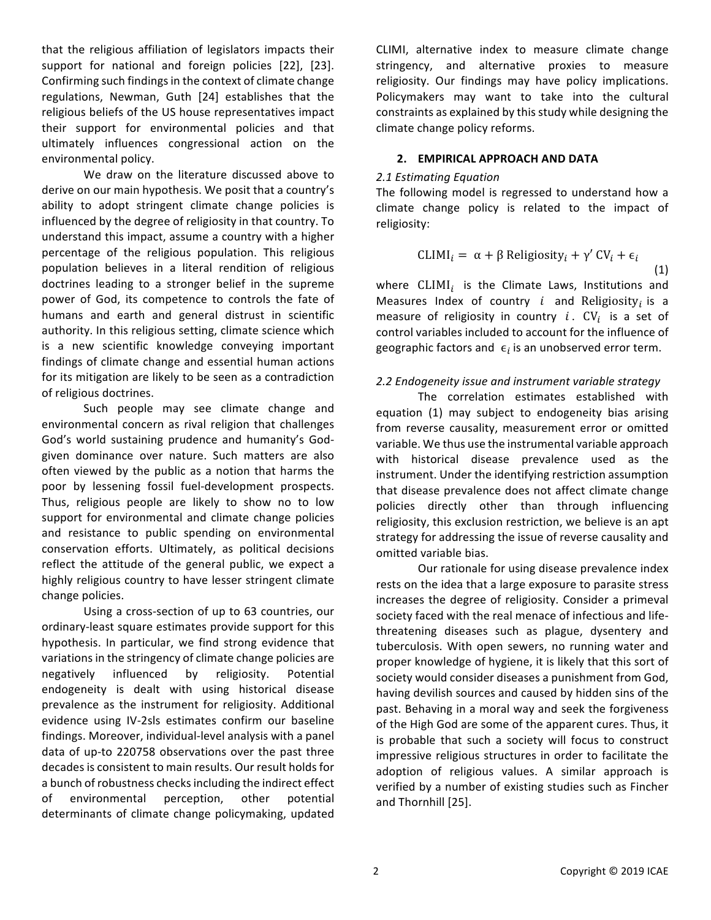that the religious affiliation of legislators impacts their support for national and foreign policies [22], [23]. Confirming such findings in the context of climate change regulations, Newman, Guth [24] establishes that the religious beliefs of the US house representatives impact their support for environmental policies and that ultimately influences congressional action on the environmental policy.

We draw on the literature discussed above to derive on our main hypothesis. We posit that a country's ability to adopt stringent climate change policies is influenced by the degree of religiosity in that country. To understand this impact, assume a country with a higher percentage of the religious population. This religious population believes in a literal rendition of religious doctrines leading to a stronger belief in the supreme power of God, its competence to controls the fate of humans and earth and general distrust in scientific authority. In this religious setting, climate science which is a new scientific knowledge conveying important findings of climate change and essential human actions for its mitigation are likely to be seen as a contradiction of religious doctrines.

Such people may see climate change and environmental concern as rival religion that challenges God's world sustaining prudence and humanity's God-given dominance over nature. Such matters are also often viewed by the public as a notion that harms the poor by lessening fossil fuel-development prospects. Thus, religious people are likely to show no to low support for environmental and climate change policies and resistance to public spending on environmental conservation efforts. Ultimately, as political decisions reflect the attitude of the general public, we expect a highly religious country to have lesser stringent climate change policies.

Using a cross-section of up to 63 countries, our ordinary-least square estimates provide support for this hypothesis. In particular, we find strong evidence that variations in the stringency of climate change policies are negatively influenced by religiosity. Potential endogeneity is dealt with using historical disease prevalence as the instrument for religiosity. Additional evidence using IV-2sls estimates confirm our baseline findings. Moreover, individual-level analysis with a panel data of up-to 220758 observations over the past three decades is consistent to main results. Our result holds for a bunch of robustness checks including the indirect effect of environmental perception, other potential determinants of climate change policymaking, updated CLIMI, alternative index to measure climate change stringency, and alternative proxies to measure religiosity. Our findings may have policy implications. Policymakers may want to take into the cultural constraints as explained by this study while designing the climate change policy reforms.

## 2. EMPIRICAL APPROACH AND DATA

### *2.1 Estimating Equation*

The following model is regressed to understand how a climate change policy is related to the impact of religiosity:

$$\mathrm{CLIMI}_i = \alpha + \beta\,\mathrm{Religiosity}_i + \gamma'\,\mathrm{CV}_i + \epsilon_i \tag{1}$$

where $\mathrm{CLIMI}_i$ is the Climate Laws, Institutions and Measures Index of country $i$ and $\mathrm{Religiosity}_i$ is a measure of religiosity in country $i$. $\mathrm{CV}_i$ is a set of control variables included to account for the influence of geographic factors and $\epsilon_i$ is an unobserved error term.

### *2.2 Endogeneity issue and instrument variable strategy*

The correlation estimates established with equation (1) may subject to endogeneity bias arising from reverse causality, measurement error or omitted variable. We thus use the instrumental variable approach with historical disease prevalence used as the instrument. Under the identifying restriction assumption that disease prevalence does not affect climate change policies directly other than through influencing religiosity, this exclusion restriction, we believe is an apt strategy for addressing the issue of reverse causality and omitted variable bias.

Our rationale for using disease prevalence index rests on the idea that a large exposure to parasite stress increases the degree of religiosity. Consider a primeval society faced with the real menace of infectious and life-threatening diseases such as plague, dysentery and tuberculosis. With open sewers, no running water and proper knowledge of hygiene, it is likely that this sort of society would consider diseases a punishment from God, having devilish sources and caused by hidden sins of the past. Behaving in a moral way and seek the forgiveness of the High God are some of the apparent cures. Thus, it is probable that such a society will focus to construct impressive religious structures in order to facilitate the adoption of religious values. A similar approach is verified by a number of existing studies such as Fincher and Thornhill [25].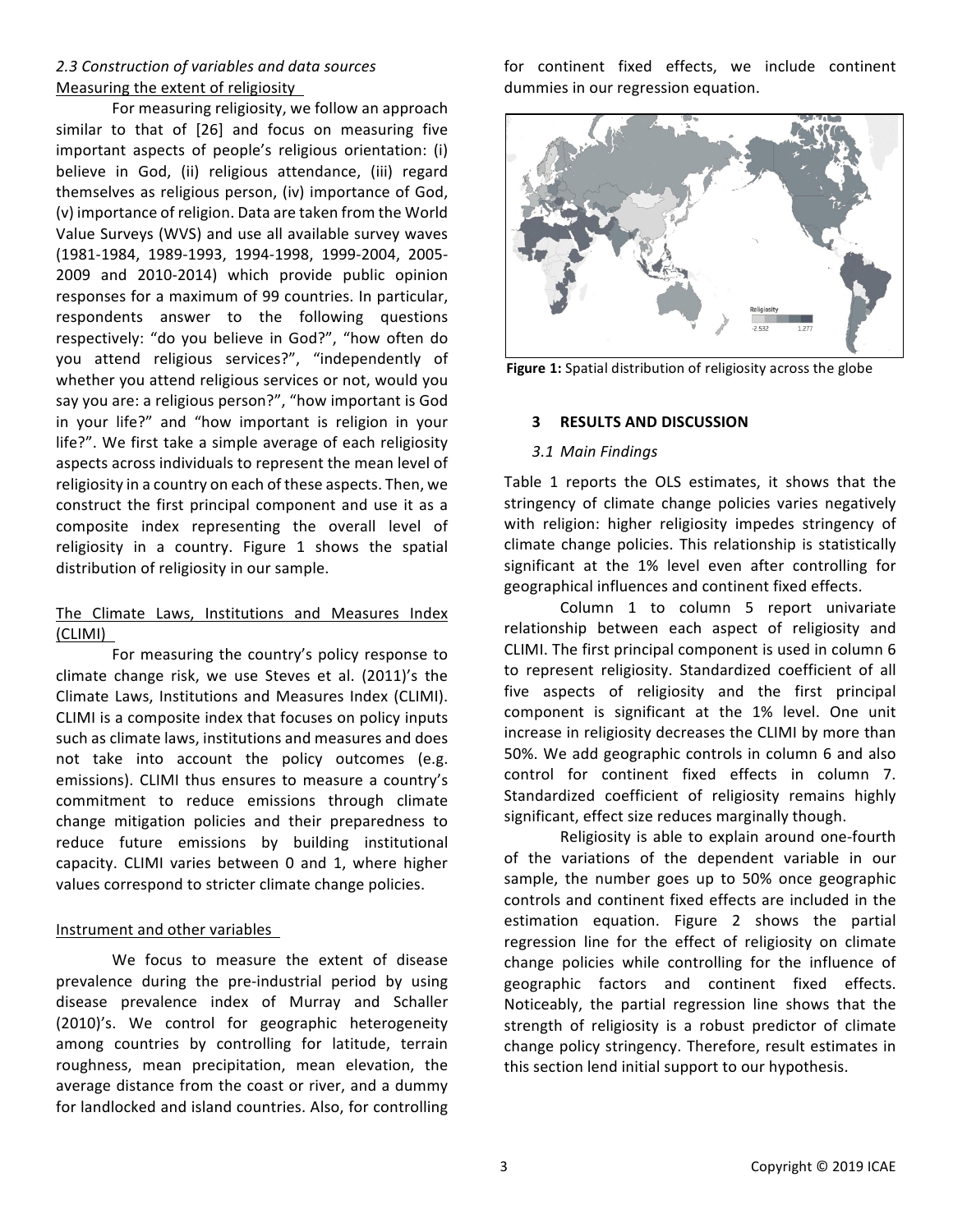### *2.3 Construction of variables and data sources*

Measuring the extent of religiosity

For measuring religiosity, we follow an approach similar to that of [26] and focus on measuring five important aspects of people's religious orientation: (i) believe in God, (ii) religious attendance, (iii) regard themselves as religious person, (iv) importance of God, (v) importance of religion. Data are taken from the World Value Surveys (WVS) and use all available survey waves (1981-1984, 1989-1993, 1994-1998, 1999-2004, 2005-2009 and 2010-2014) which provide public opinion responses for a maximum of 99 countries. In particular, respondents answer to the following questions respectively: "do you believe in God?", "how often do you attend religious services?", "independently of whether you attend religious services or not, would you say you are: a religious person?", "how important is God in your life?" and "how important is religion in your life?". We first take a simple average of each religiosity aspects across individuals to represent the mean level of religiosity in a country on each of these aspects. Then, we construct the first principal component and use it as a composite index representing the overall level of religiosity in a country. Figure 1 shows the spatial distribution of religiosity in our sample.

The Climate Laws, Institutions and Measures Index (CLIMI)

For measuring the country's policy response to climate change risk, we use Steves et al. (2011)'s the Climate Laws, Institutions and Measures Index (CLIMI). CLIMI is a composite index that focuses on policy inputs such as climate laws, institutions and measures and does not take into account the policy outcomes (e.g. emissions). CLIMI thus ensures to measure a country's commitment to reduce emissions through climate change mitigation policies and their preparedness to reduce future emissions by building institutional capacity. CLIMI varies between 0 and 1, where higher values correspond to stricter climate change policies.

Instrument and other variables

We focus to measure the extent of disease prevalence during the pre-industrial period by using disease prevalence index of Murray and Schaller (2010)'s. We control for geographic heterogeneity among countries by controlling for latitude, terrain roughness, mean precipitation, mean elevation, the average distance from the coast or river, and a dummy for landlocked and island countries. Also, for controlling for continent fixed effects, we include continent dummies in our regression equation.

**Figure 1:** Spatial distribution of religiosity across the globe

## 3 RESULTS AND DISCUSSION

### *3.1 Main Findings*

Table 1 reports the OLS estimates, it shows that the stringency of climate change policies varies negatively with religion: higher religiosity impedes stringency of climate change policies. This relationship is statistically significant at the 1% level even after controlling for geographical influences and continent fixed effects.

Column 1 to column 5 report univariate relationship between each aspect of religiosity and CLIMI. The first principal component is used in column 6 to represent religiosity. Standardized coefficient of all five aspects of religiosity and the first principal component is significant at the 1% level. One unit increase in religiosity decreases the CLIMI by more than 50%. We add geographic controls in column 6 and also control for continent fixed effects in column 7. Standardized coefficient of religiosity remains highly significant, effect size reduces marginally though.

Religiosity is able to explain around one-fourth of the variations of the dependent variable in our sample, the number goes up to 50% once geographic controls and continent fixed effects are included in the estimation equation. Figure 2 shows the partial regression line for the effect of religiosity on climate change policies while controlling for the influence of geographic factors and continent fixed effects. Noticeably, the partial regression line shows that the strength of religiosity is a robust predictor of climate change policy stringency. Therefore, result estimates in this section lend initial support to our hypothesis.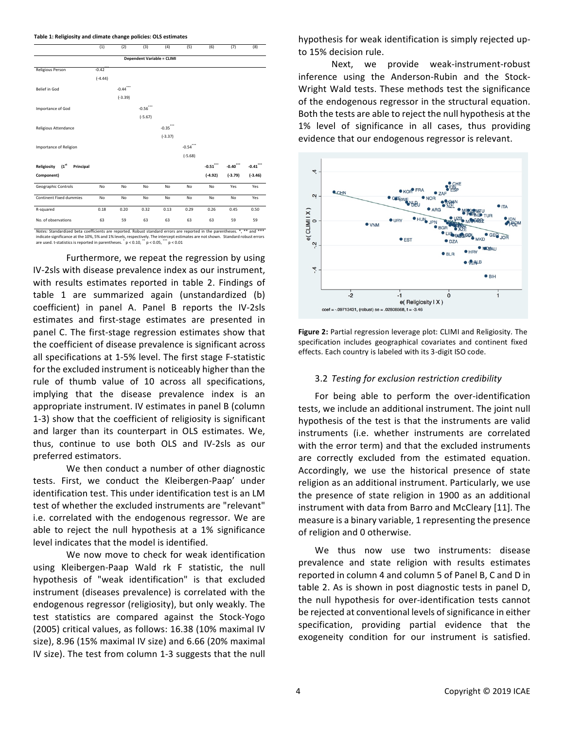**Table 1: Religiosity and climate change policies: OLS estimates**

| | (1) | (2) | (3) | (4) | (5) | (6) | (7) | (8) |
|---|---|---|---|---|---|---|---|---|
| | Dependent Variable = CLIMI | | | | | | | |
| Religious Person | -0.42*** | | | | | | | |
| | (-4.44) | | | | | | | |
| Belief in God | | -0.44*** | | | | | | |
| | | (-3.39) | | | | | | |
| Importance of God | | | -0.56*** | | | | | |
| | | | (-5.67) | | | | | |
| Religious Attendance | | | | -0.35*** | | | | |
| | | | | (-3.37) | | | | |
| Importance of Religion | | | | | -0.54*** | | | |
| | | | | | (-5.68) | | | |
| **Religiosity (1st Principal Component)** | | | | | | -0.51*** | -0.40*** | -0.41*** |
| | | | | | | (-4.92) | (-3.79) | (-3.46) |
| Geographic Controls | No | No | No | No | No | No | Yes | Yes |
| Continent Fixed dummies | No | No | No | No | No | No | No | Yes |
| R-squared | 0.18 | 0.20 | 0.32 | 0.13 | 0.29 | 0.26 | 0.45 | 0.50 |
| No. of observations | 63 | 59 | 63 | 63 | 63 | 63 | 59 | 59 |

*Notes:* Standardized beta coefficients are reported. Robust standard errors are reported in the parentheses. *, ** and *** indicate significance at the 10%, 5% and 1% levels, respectively. The intercept estimates are not shown. Standard robust errors are used. t-statistics is reported in parentheses. * $p < 0.10$, ** $p < 0.05$, *** $p < 0.01$

Furthermore, we repeat the regression by using IV-2sls with disease prevalence index as our instrument, with results estimates reported in table 2. Findings of table 1 are summarized again (unstandardized (b) coefficient) in panel A. Panel B reports the IV-2sls estimates and first-stage estimates are presented in panel C. The first-stage regression estimates show that the coefficient of disease prevalence is significant across all specifications at 1-5% level. The first stage F-statistic for the excluded instrument is noticeably higher than the rule of thumb value of 10 across all specifications, implying that the disease prevalence index is an appropriate instrument. IV estimates in panel B (column 1-3) show that the coefficient of religiosity is significant and larger than its counterpart in OLS estimates. We, thus, continue to use both OLS and IV-2sls as our preferred estimators.

We then conduct a number of other diagnostic tests. First, we conduct the Kleibergen-Paap' under identification test. This under identification test is an LM test of whether the excluded instruments are "relevant" i.e. correlated with the endogenous regressor. We are able to reject the null hypothesis at a 1% significance level indicates that the model is identified.

We now move to check for weak identification using Kleibergen-Paap Wald rk F statistic, the null hypothesis of "weak identification" is that excluded instrument (diseases prevalence) is correlated with the endogenous regressor (religiosity), but only weakly. The test statistics are compared against the Stock-Yogo (2005) critical values, as follows: 16.38 (10% maximal IV size), 8.96 (15% maximal IV size) and 6.66 (20% maximal IV size). The test from column 1-3 suggests that the null hypothesis for weak identification is simply rejected up-to 15% decision rule.

Next, we provide weak-instrument-robust inference using the Anderson-Rubin and the Stock-Wright Wald tests. These methods test the significance of the endogenous regressor in the structural equation. Both the tests are able to reject the null hypothesis at the 1% level of significance in all cases, thus providing evidence that our endogenous regressor is relevant.

**Figure 2:** Partial regression leverage plot: CLIMI and Religiosity. The specification includes geographical covariates and continent fixed effects. Each country is labeled with its 3-digit ISO code.

### 3.2 *Testing for exclusion restriction credibility*

For being able to perform the over-identification tests, we include an additional instrument. The joint null hypothesis of the test is that the instruments are valid instruments (i.e. whether instruments are correlated with the error term) and that the excluded instruments are correctly excluded from the estimated equation. Accordingly, we use the historical presence of state religion as an additional instrument. Particularly, we use the presence of state religion in 1900 as an additional instrument with data from Barro and McCleary [11]. The measure is a binary variable, 1 representing the presence of religion and 0 otherwise.

We thus now use two instruments: disease prevalence and state religion with results estimates reported in column 4 and column 5 of Panel B, C and D in table 2. As is shown in post diagnostic tests in panel D, the null hypothesis for over-identification tests cannot be rejected at conventional levels of significance in either specification, providing partial evidence that the exogeneity condition for our instrument is satisfied.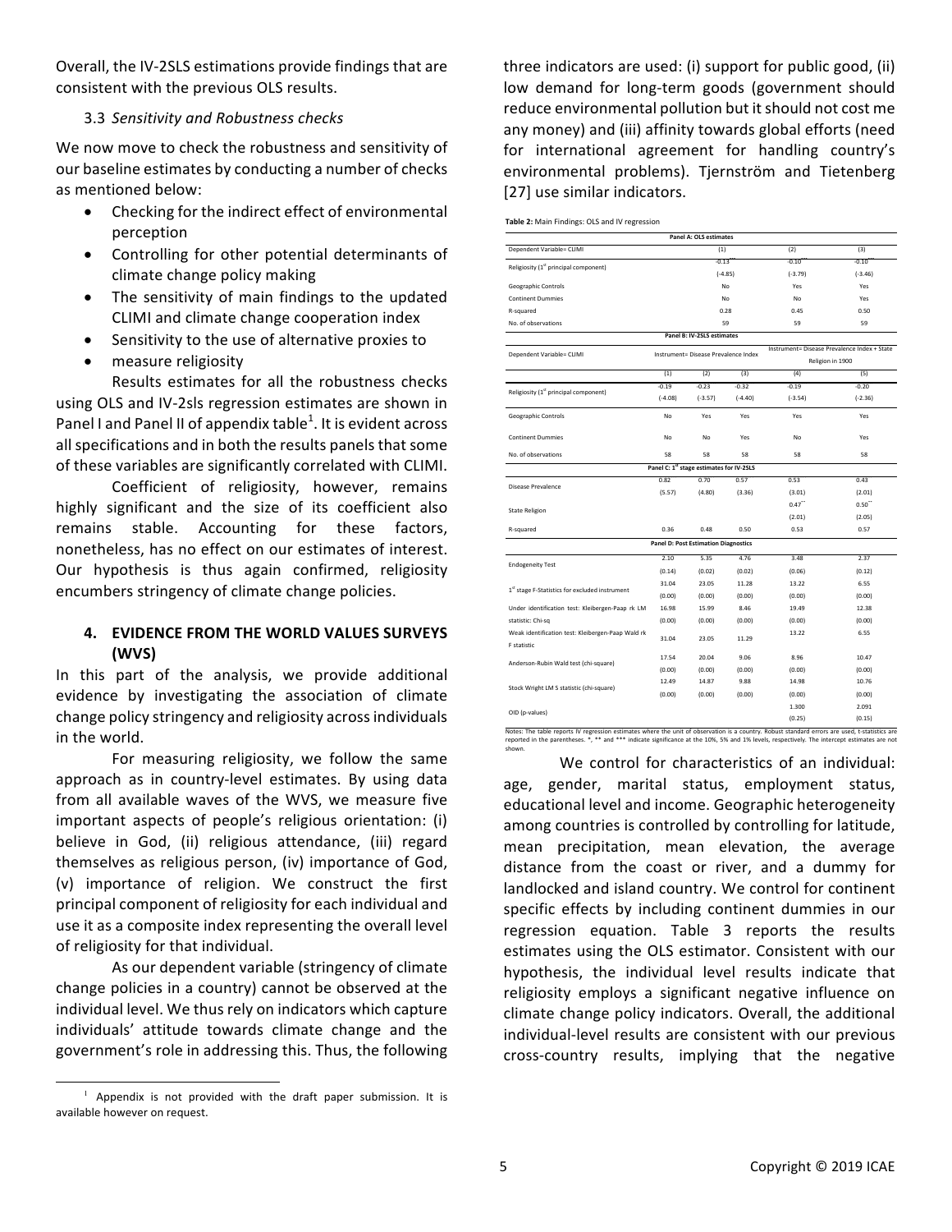Overall, the IV-2SLS estimations provide findings that are consistent with the previous OLS results.

### 3.3 *Sensitivity and Robustness checks*

We now move to check the robustness and sensitivity of our baseline estimates by conducting a number of checks as mentioned below:

- Checking for the indirect effect of environmental perception
- Controlling for other potential determinants of climate change policy making
- The sensitivity of main findings to the updated CLIMI and climate change cooperation index
- Sensitivity to the use of alternative proxies to
- measure religiosity

Results estimates for all the robustness checks using OLS and IV-2sls regression estimates are shown in Panel I and Panel II of appendix table[1]. It is evident across all specifications and in both the results panels that some of these variables are significantly correlated with CLIMI.

Coefficient of religiosity, however, remains highly significant and the size of its coefficient also remains stable. Accounting for these factors, nonetheless, has no effect on our estimates of interest. Our hypothesis is thus again confirmed, religiosity encumbers stringency of climate change policies.

## 4. EVIDENCE FROM THE WORLD VALUES SURVEYS (WVS)

In this part of the analysis, we provide additional evidence by investigating the association of climate change policy stringency and religiosity across individuals in the world.

For measuring religiosity, we follow the same approach as in country-level estimates. By using data from all available waves of the WVS, we measure five important aspects of people's religious orientation: (i) believe in God, (ii) religious attendance, (iii) regard themselves as religious person, (iv) importance of God, (v) importance of religion. We construct the first principal component of religiosity for each individual and use it as a composite index representing the overall level of religiosity for that individual.

As our dependent variable (stringency of climate change policies in a country) cannot be observed at the individual level. We thus rely on indicators which capture individuals' attitude towards climate change and the government's role in addressing this. Thus, the following three indicators are used: (i) support for public good, (ii) low demand for long-term goods (government should reduce environmental pollution but it should not cost me any money) and (iii) affinity towards global efforts (need for international agreement for handling country's environmental problems). Tjernström and Tietenberg [27] use similar indicators.

**Table 2:** Main Findings: OLS and IV regression

| **Panel A: OLS estimates** | | | | | |
|---|---|---|---|---|---|
| Dependent Variable= CLIMI | | (1) | | (2) | (3) |
| Religiosity (1st principal component) | | -0.13*** | | -0.10*** | -0.10*** |
| | | (-4.85) | | (-3.79) | (-3.46) |
| Geographic Controls | | No | | Yes | Yes |
| Continent Dummies | | No | | No | Yes |
| R-squared | | 0.28 | | 0.45 | 0.50 |
| No. of observations | | 59 | | 59 | 59 |
| **Panel B: IV-2SLS estimates** | | | | | |
| Dependent Variable= CLIMI | Instrument= Disease Prevalence Index | | | Instrument= Disease Prevalence Index + State Religion in 1900 | |
| | (1) | (2) | (3) | (4) | (5) |
| Religiosity (1st principal component) | -0.19 | -0.23 | -0.32 | -0.19 | -0.20 |
| | (-4.08) | (-3.57) | (-4.40) | (-3.54) | (-2.36) |
| Geographic Controls | No | Yes | Yes | Yes | Yes |
| Continent Dummies | No | No | Yes | No | Yes |
| No. of observations | 58 | 58 | 58 | 58 | 58 |
| **Panel C: 1st stage estimates for IV-2SLS** | | | | | |
| Disease Prevalence | 0.82 | 0.70 | 0.57 | 0.53 | 0.43 |
| | (5.57) | (4.80) | (3.36) | (3.01) | (2.01) |
| State Religion | | | | 0.47** | 0.50** |
| | | | | (2.01) | (2.05) |
| R-squared | 0.36 | 0.48 | 0.50 | 0.53 | 0.57 |
| **Panel D: Post Estimation Diagnostics** | | | | | |
| Endogeneity Test | 2.10 | 5.35 | 4.76 | 3.48 | 2.37 |
| | (0.14) | (0.02) | (0.02) | (0.06) | (0.12) |
| 1st stage F-Statistics for excluded instrument | 31.04 | 23.05 | 11.28 | 13.22 | 6.55 |
| | (0.00) | (0.00) | (0.00) | (0.00) | (0.00) |
| Under identification test: Kleibergen-Paap rk LM statistic: Chi-sq | 16.98 | 15.99 | 8.46 | 19.49 | 12.38 |
| | (0.00) | (0.00) | (0.00) | (0.00) | (0.00) |
| Weak identification test: Kleibergen-Paap Wald rk F statistic | 31.04 | 23.05 | 11.29 | 13.22 | 6.55 |
| Anderson-Rubin Wald test (chi-square) | 17.54 | 20.04 | 9.06 | 8.96 | 10.47 |
| | (0.00) | (0.00) | (0.00) | (0.00) | (0.00) |
| Stock Wright LM S statistic (chi-square) | 12.49 | 14.87 | 9.88 | 14.98 | 10.76 |
| | (0.00) | (0.00) | (0.00) | (0.00) | (0.00) |
| OID (p-values) | | | | 1.300 | 2.091 |
| | | | | (0.25) | (0.15) |

Notes: The table reports IV regression estimates where the unit of observation is a country. Robust standard errors are used, t-statistics are reported in the parentheses. *, ** and *** indicate significance at the 10%, 5% and 1% levels, respectively. The intercept estimates are not shown.

We control for characteristics of an individual: age, gender, marital status, employment status, educational level and income. Geographic heterogeneity among countries is controlled by controlling for latitude, mean precipitation, mean elevation, the average distance from the coast or river, and a dummy for landlocked and island country. We control for continent specific effects by including continent dummies in our regression equation. Table 3 reports the results estimates using the OLS estimator. Consistent with our hypothesis, the individual level results indicate that religiosity employs a significant negative influence on climate change policy indicators. Overall, the additional individual-level results are consistent with our previous cross-country results, implying that the negative

[1] Appendix is not provided with the draft paper submission. It is available however on request.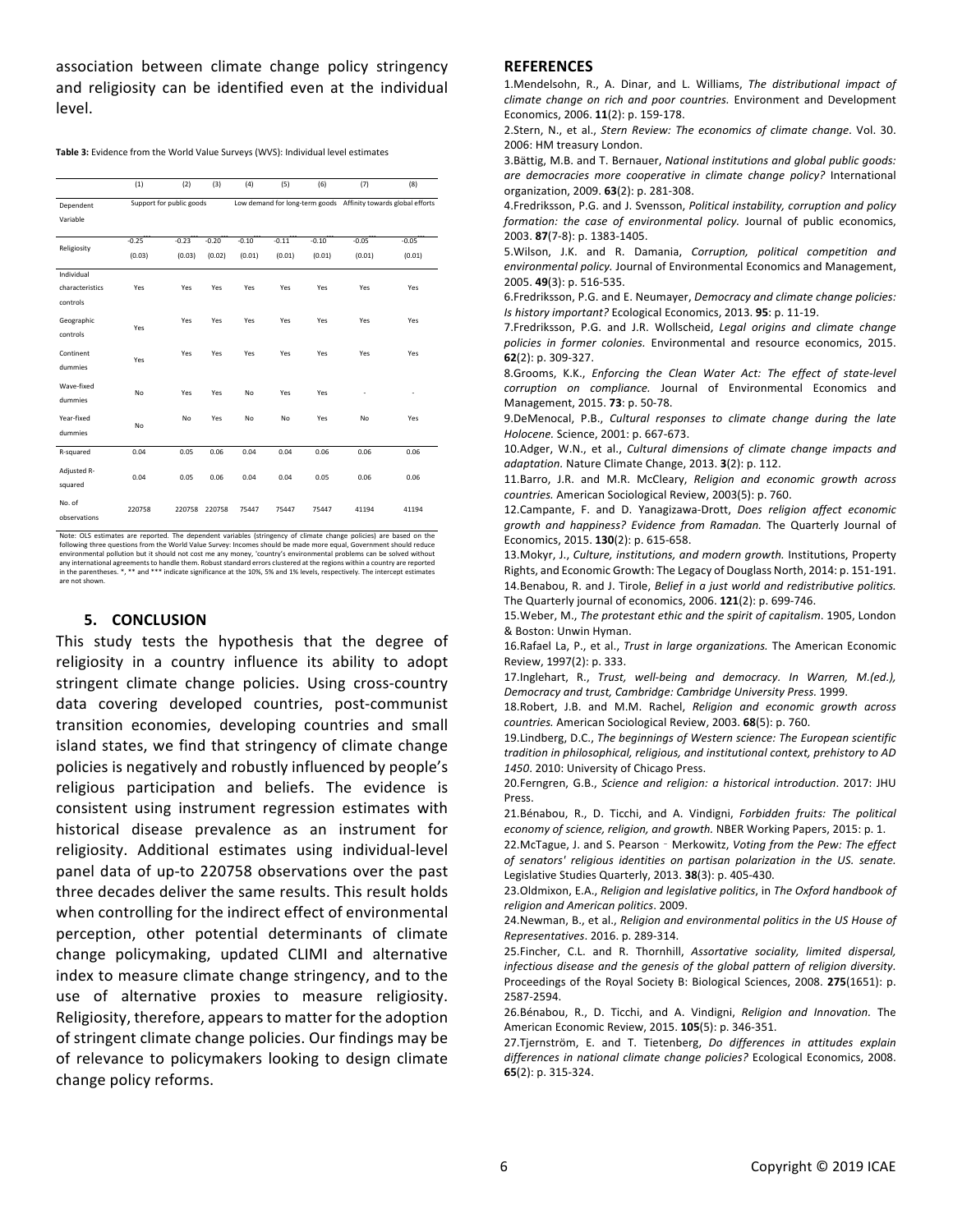association between climate change policy stringency and religiosity can be identified even at the individual level.

**Table 3:** Evidence from the World Value Surveys (WVS): Individual level estimates

| | (1) | (2) | (3) | (4) | (5) | (6) | (7) | (8) |
|---|---|---|---|---|---|---|---|---|
| Dependent Variable | Support for public goods | | | Low demand for long-term goods | | | Affinity towards global efforts | |
| Religiosity | -0.25*** | -0.23*** | -0.20*** | -0.10*** | -0.11*** | -0.10*** | -0.05*** | -0.05*** |
| | (0.03) | (0.03) | (0.02) | (0.01) | (0.01) | (0.01) | (0.01) | (0.01) |
| Individual characteristics controls | Yes | Yes | Yes | Yes | Yes | Yes | Yes | Yes |
| Geographic controls | Yes | Yes | Yes | Yes | Yes | Yes | Yes | Yes |
| Continent dummies | Yes | Yes | Yes | Yes | Yes | Yes | Yes | Yes |
| Wave-fixed dummies | No | Yes | Yes | No | Yes | Yes | - | - |
| Year-fixed dummies | No | No | Yes | No | No | Yes | No | Yes |
| R-squared | 0.04 | 0.05 | 0.06 | 0.04 | 0.04 | 0.06 | 0.06 | 0.06 |
| Adjusted R-squared | 0.04 | 0.05 | 0.06 | 0.04 | 0.04 | 0.05 | 0.06 | 0.06 |
| No. of observations | 220758 | 220758 | 220758 | 75447 | 75447 | 75447 | 41194 | 41194 |

Note: OLS estimates are reported. The dependent variables (stringency of climate change policies) are based on the following three questions from the World Value Survey: Incomes should be made more equal, Government should reduce environmental pollution but it should not cost me any money, 'country's environmental problems can be solved without any international agreements to handle them. Robust standard errors clustered at the regions within a country are reported in the parentheses. *, ** and *** indicate significance at the 10%, 5% and 1% levels, respectively. The intercept estimates are not shown.

## 5. CONCLUSION

This study tests the hypothesis that the degree of religiosity in a country influence its ability to adopt stringent climate change policies. Using cross-country data covering developed countries, post-communist transition economies, developing countries and small island states, we find that stringency of climate change policies is negatively and robustly influenced by people's religious participation and beliefs. The evidence is consistent using instrument regression estimates with historical disease prevalence as an instrument for religiosity. Additional estimates using individual-level panel data of up-to 220758 observations over the past three decades deliver the same results. This result holds when controlling for the indirect effect of environmental perception, other potential determinants of climate change policymaking, updated CLIMI and alternative index to measure climate change stringency, and to the use of alternative proxies to measure religiosity. Religiosity, therefore, appears to matter for the adoption of stringent climate change policies. Our findings may be of relevance to policymakers looking to design climate change policy reforms.

## REFERENCES

1.Mendelsohn, R., A. Dinar, and L. Williams, *The distributional impact of climate change on rich and poor countries.* Environment and Development Economics, 2006. **11**(2): p. 159-178.

2.Stern, N., et al., *Stern Review: The economics of climate change*. Vol. 30. 2006: HM treasury London.

3.Bättig, M.B. and T. Bernauer, *National institutions and global public goods: are democracies more cooperative in climate change policy?* International organization, 2009. **63**(2): p. 281-308.

4.Fredriksson, P.G. and J. Svensson, *Political instability, corruption and policy formation: the case of environmental policy.* Journal of public economics, 2003. **87**(7-8): p. 1383-1405.

5.Wilson, J.K. and R. Damania, *Corruption, political competition and environmental policy.* Journal of Environmental Economics and Management, 2005. **49**(3): p. 516-535.

6.Fredriksson, P.G. and E. Neumayer, *Democracy and climate change policies: Is history important?* Ecological Economics, 2013. **95**: p. 11-19.

7.Fredriksson, P.G. and J.R. Wollscheid, *Legal origins and climate change policies in former colonies.* Environmental and resource economics, 2015. **62**(2): p. 309-327.

8.Grooms, K.K., *Enforcing the Clean Water Act: The effect of state-level corruption on compliance.* Journal of Environmental Economics and Management, 2015. **73**: p. 50-78.

9.DeMenocal, P.B., *Cultural responses to climate change during the late Holocene.* Science, 2001: p. 667-673.

10.Adger, W.N., et al., *Cultural dimensions of climate change impacts and adaptation.* Nature Climate Change, 2013. **3**(2): p. 112.

11.Barro, J.R. and M.R. McCleary, *Religion and economic growth across countries.* American Sociological Review, 2003(5): p. 760.

12.Campante, F. and D. Yanagizawa-Drott, *Does religion affect economic growth and happiness? Evidence from Ramadan.* The Quarterly Journal of Economics, 2015. **130**(2): p. 615-658.

13.Mokyr, J., *Culture, institutions, and modern growth.* Institutions, Property Rights, and Economic Growth: The Legacy of Douglass North, 2014: p. 151-191.

14.Benabou, R. and J. Tirole, *Belief in a just world and redistributive politics.* The Quarterly journal of economics, 2006. **121**(2): p. 699-746.

15.Weber, M., *The protestant ethic and the spirit of capitalism*. 1905, London & Boston: Unwin Hyman.

16.Rafael La, P., et al., *Trust in large organizations.* The American Economic Review, 1997(2): p. 333.

17.Inglehart, R., *Trust, well-being and democracy. In Warren, M.(ed.), Democracy and trust, Cambridge: Cambridge University Press.* 1999.

18.Robert, J.B. and M.M. Rachel, *Religion and economic growth across countries.* American Sociological Review, 2003. **68**(5): p. 760.

19.Lindberg, D.C., *The beginnings of Western science: The European scientific tradition in philosophical, religious, and institutional context, prehistory to AD 1450*. 2010: University of Chicago Press.

20.Ferngren, G.B., *Science and religion: a historical introduction*. 2017: JHU Press.

21.Bénabou, R., D. Ticchi, and A. Vindigni, *Forbidden fruits: The political economy of science, religion, and growth.* NBER Working Papers, 2015: p. 1.

22.McTague, J. and S. Pearson‐Merkowitz, *Voting from the Pew: The effect of senators' religious identities on partisan polarization in the US. senate.* Legislative Studies Quarterly, 2013. **38**(3): p. 405-430.

23.Oldmixon, E.A., *Religion and legislative politics*, in *The Oxford handbook of religion and American politics*. 2009.

24.Newman, B., et al., *Religion and environmental politics in the US House of Representatives*. 2016. p. 289-314.

25.Fincher, C.L. and R. Thornhill, *Assortative sociality, limited dispersal, infectious disease and the genesis of the global pattern of religion diversity.* Proceedings of the Royal Society B: Biological Sciences, 2008. **275**(1651): p. 2587-2594.

26.Bénabou, R., D. Ticchi, and A. Vindigni, *Religion and Innovation.* The American Economic Review, 2015. **105**(5): p. 346-351.

27.Tjernström, E. and T. Tietenberg, *Do differences in attitudes explain differences in national climate change policies?* Ecological Economics, 2008. **65**(2): p. 315-324.